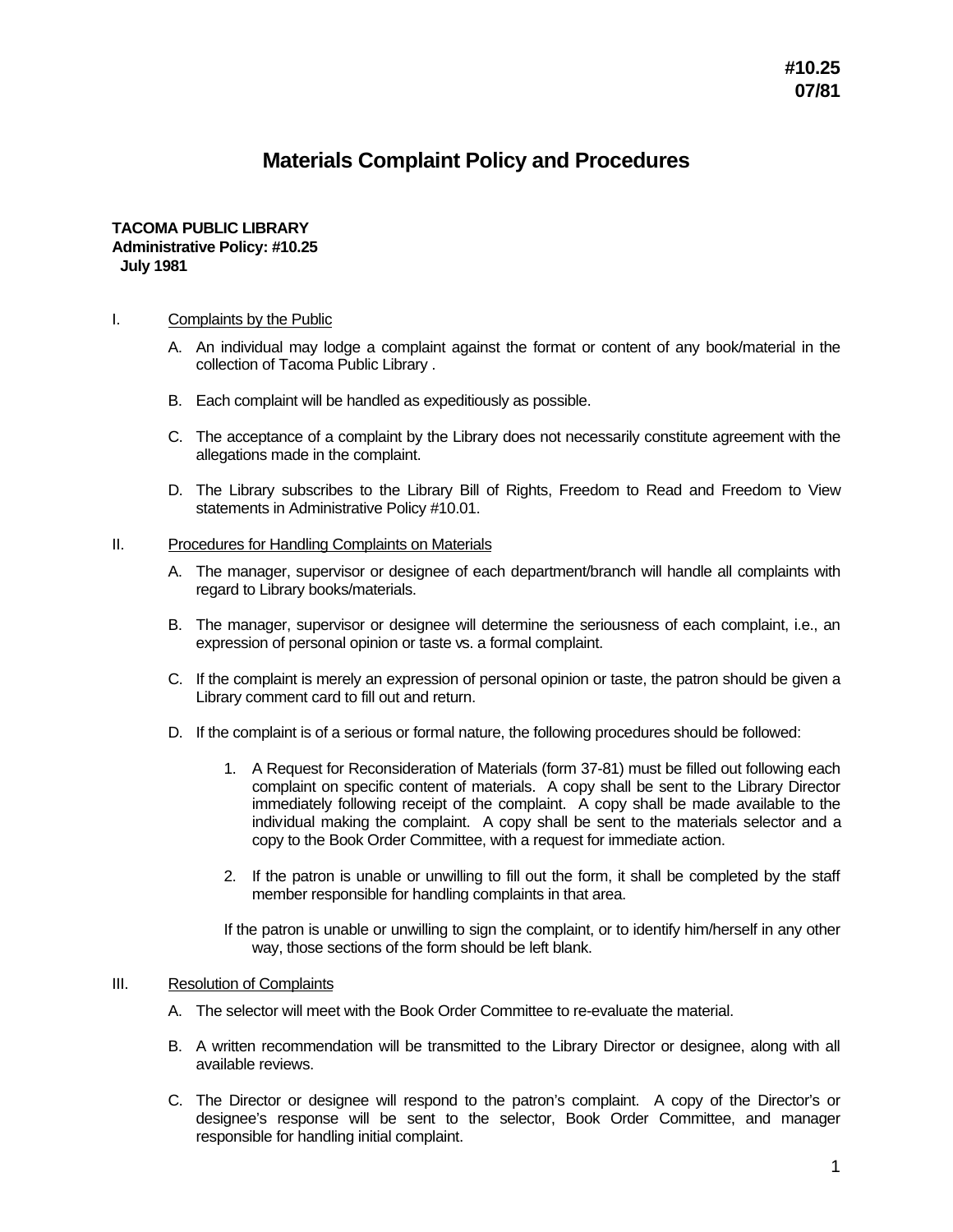**#10.25**
**07/81**

# Materials Complaint Policy and Procedures

**TACOMA PUBLIC LIBRARY**
**Administrative Policy: #10.25**
**July 1981**

I. Complaints by the Public

A. An individual may lodge a complaint against the format or content of any book/material in the collection of Tacoma Public Library .

B. Each complaint will be handled as expeditiously as possible.

C. The acceptance of a complaint by the Library does not necessarily constitute agreement with the allegations made in the complaint.

D. The Library subscribes to the Library Bill of Rights, Freedom to Read and Freedom to View statements in Administrative Policy #10.01.

II. Procedures for Handling Complaints on Materials

A. The manager, supervisor or designee of each department/branch will handle all complaints with regard to Library books/materials.

B. The manager, supervisor or designee will determine the seriousness of each complaint, i.e., an expression of personal opinion or taste vs. a formal complaint.

C. If the complaint is merely an expression of personal opinion or taste, the patron should be given a Library comment card to fill out and return.

D. If the complaint is of a serious or formal nature, the following procedures should be followed:

1. A Request for Reconsideration of Materials (form 37-81) must be filled out following each complaint on specific content of materials. A copy shall be sent to the Library Director immediately following receipt of the complaint. A copy shall be made available to the individual making the complaint. A copy shall be sent to the materials selector and a copy to the Book Order Committee, with a request for immediate action.

2. If the patron is unable or unwilling to fill out the form, it shall be completed by the staff member responsible for handling complaints in that area.

If the patron is unable or unwilling to sign the complaint, or to identify him/herself in any other way, those sections of the form should be left blank.

III. Resolution of Complaints

A. The selector will meet with the Book Order Committee to re-evaluate the material.

B. A written recommendation will be transmitted to the Library Director or designee, along with all available reviews.

C. The Director or designee will respond to the patron's complaint. A copy of the Director's or designee's response will be sent to the selector, Book Order Committee, and manager responsible for handling initial complaint.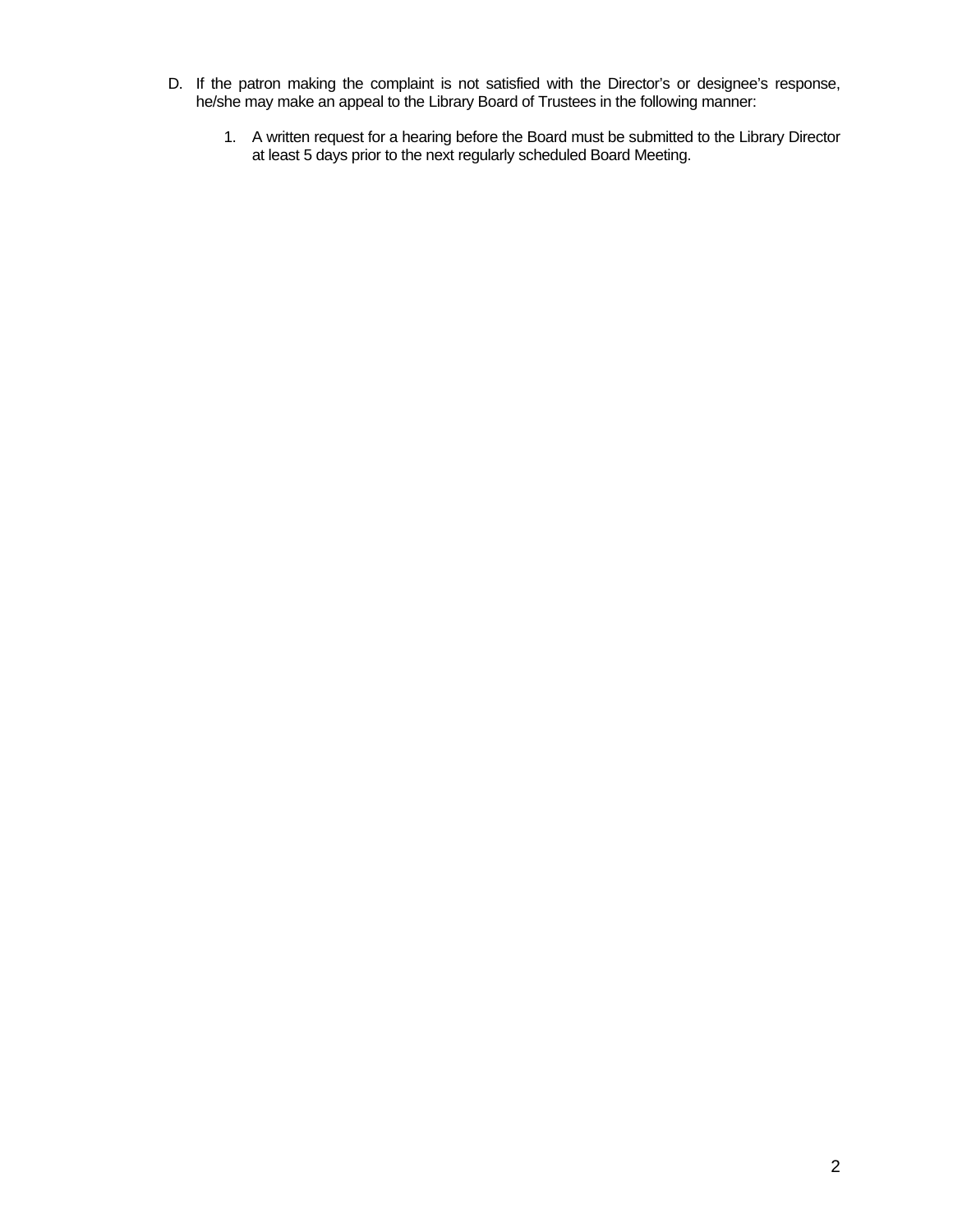D. If the patron making the complaint is not satisfied with the Director's or designee's response, he/she may make an appeal to the Library Board of Trustees in the following manner:

   1. A written request for a hearing before the Board must be submitted to the Library Director at least 5 days prior to the next regularly scheduled Board Meeting.